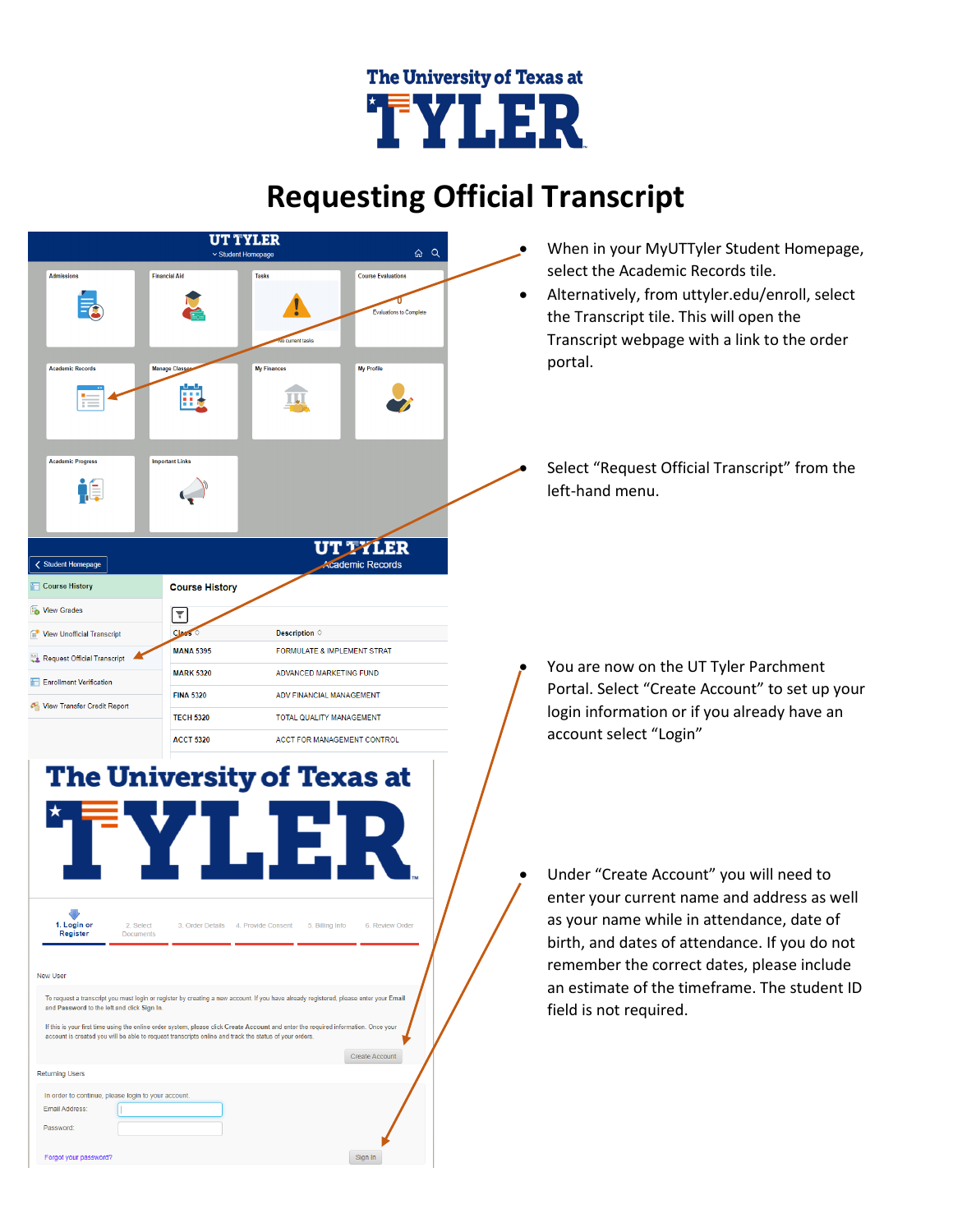# Requesting Official Transcript

- When in your MyUTTyler Student Homepage, select the Academic Records tile.
- Alternatively, from uttyler.edu/enroll, select the Transcript tile. This will open the Transcript webpage with a link to the order portal.

- Select "Request Official Transcript" from the left-hand menu.

- You are now on the UT Tyler Parchment Portal. Select "Create Account" to set up your login information or if you already have an account select "Login"

- Under "Create Account" you will need to enter your current name and address as well as your name while in attendance, date of birth, and dates of attendance. If you do not remember the correct dates, please include an estimate of the timeframe. The student ID field is not required.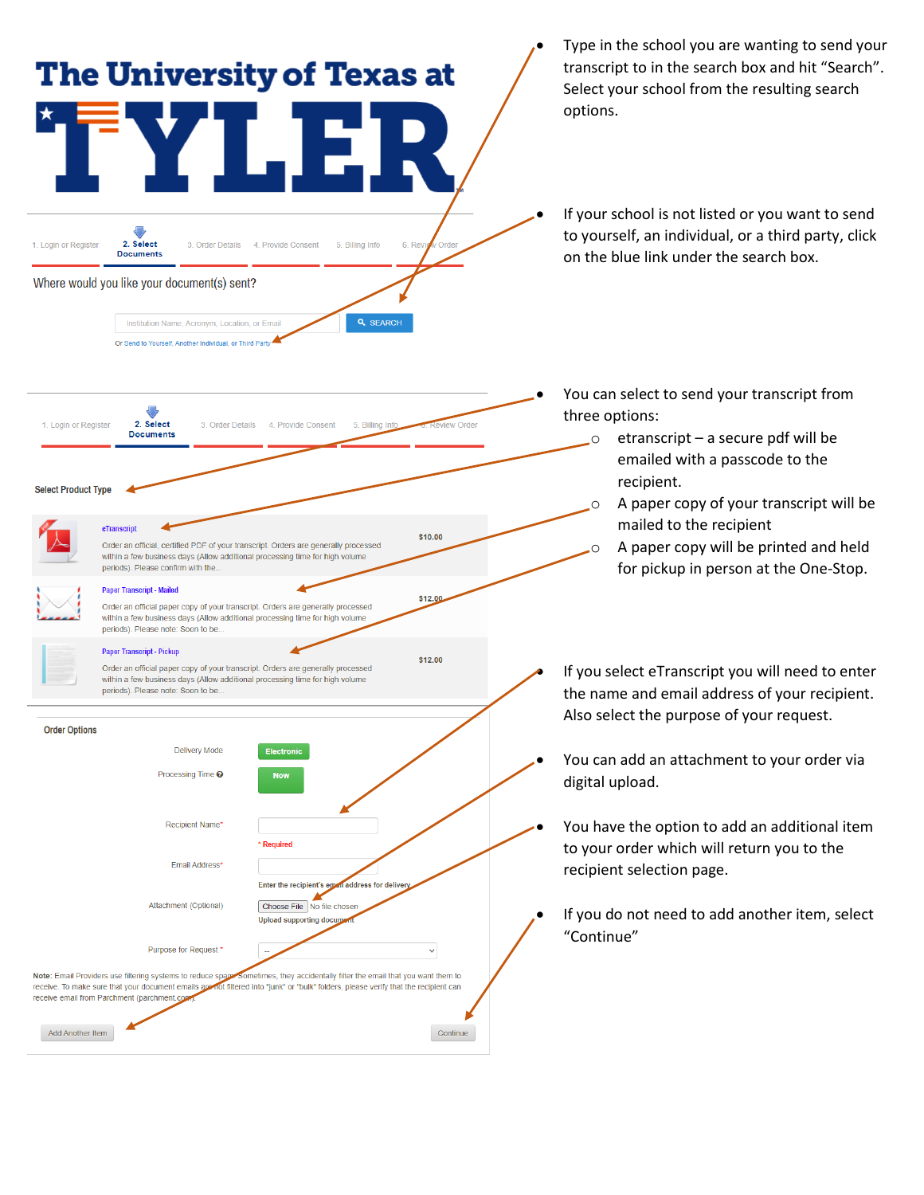# The University of Texas at TYLER

1. Login or Register | **2. Select Documents** | 3. Order Details | 4. Provide Consent | 5. Billing Info | 6. Review Order

Where would you like your document(s) sent?

Institution Name, Acronym, Location, or Email | SEARCH

Or Send to Yourself, Another Individual, or Third Party

- Type in the school you are wanting to send your transcript to in the search box and hit "Search". Select your school from the resulting search options.
- If your school is not listed or you want to send to yourself, an individual, or a third party, click on the blue link under the search box.

1. Login or Register | **2. Select Documents** | 3. Order Details | 4. Provide Consent | 5. Billing Info | 6. Review Order

**Select Product Type**

| Product | Price |
|---|---|
| **eTranscript**<br>Order an official, certified PDF of your transcript. Orders are generally processed within a few business days (Allow additional processing time for high volume periods). Please confirm with the... | $10.00 |
| **Paper Transcript - Mailed**<br>Order an official paper copy of your transcript. Orders are generally processed within a few business days (Allow additional processing time for high volume periods). Please note: Soon to be... | $12.00 |
| **Paper Transcript - Pickup**<br>Order an official paper copy of your transcript. Orders are generally processed within a few business days (Allow additional processing time for high volume periods). Please note: Soon to be... | $12.00 |

- You can select to send your transcript from three options:
  - etranscript – a secure pdf will be emailed with a passcode to the recipient.
  - A paper copy of your transcript will be mailed to the recipient
  - A paper copy will be printed and held for pickup in person at the One-Stop.

**Order Options**

Delivery Mode: Electronic

Processing Time: Now

Recipient Name*: * Required

Email Address*: Enter the recipient's email address for delivery

Attachment (Optional): Choose File No file chosen — Upload supporting document

Purpose for Request*: --

**Note:** Email Providers use filtering systems to reduce spam. Sometimes, they accidentally filter the email that you want them to receive. To make sure that your document emails are not filtered into "junk" or "bulk" folders, please verify that the recipient can receive email from Parchment (parchment.com).

Add Another Item | Continue

- If you select eTranscript you will need to enter the name and email address of your recipient. Also select the purpose of your request.
- You can add an attachment to your order via digital upload.
- You have the option to add an additional item to your order which will return you to the recipient selection page.
- If you do not need to add another item, select "Continue"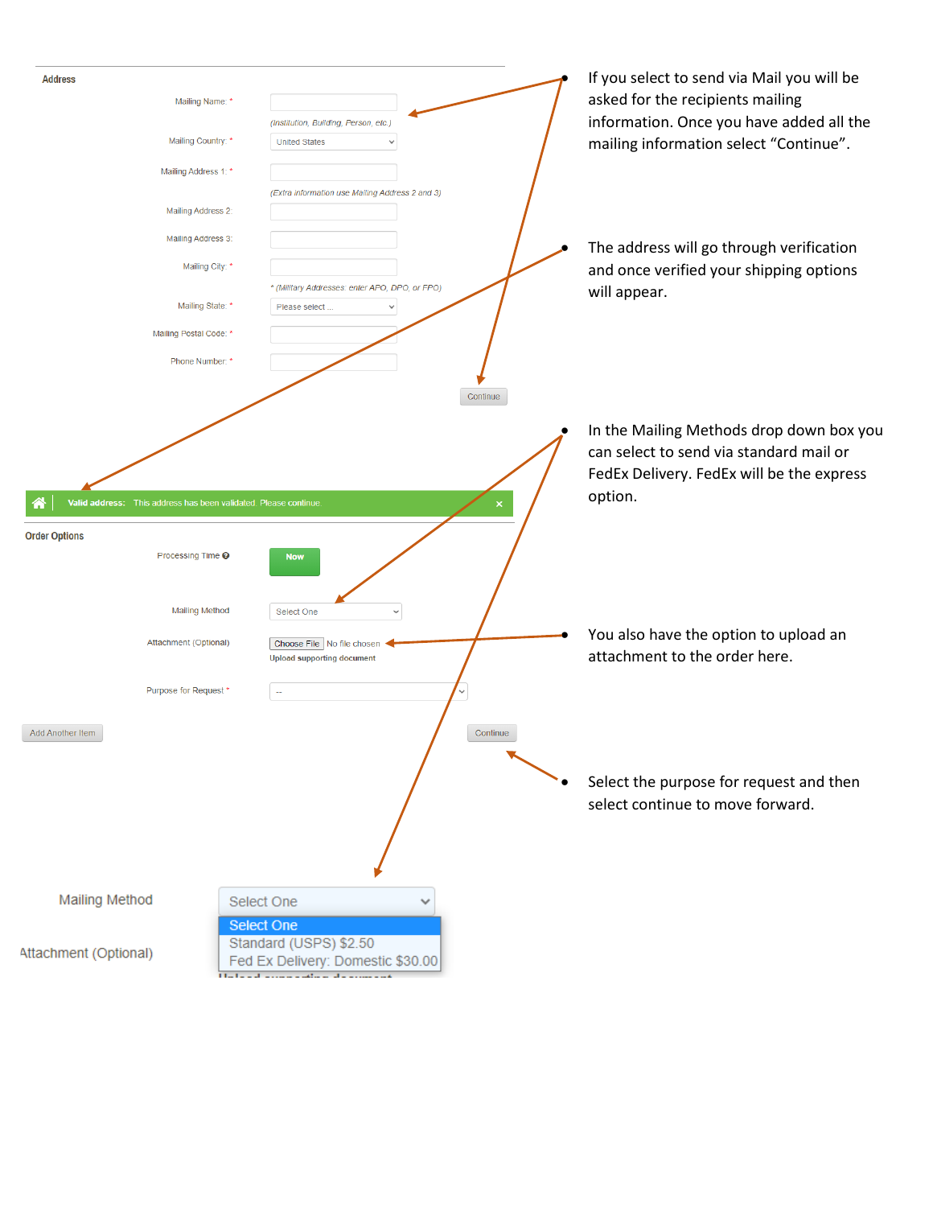**Address**

Mailing Name: *

(Institution, Building, Person, etc.)

Mailing Country: * United States

Mailing Address 1: *

(Extra information use Mailing Address 2 and 3)

Mailing Address 2:

Mailing Address 3:

Mailing City: *

* (Military Addresses: enter APO, DPO, or FPO)

Mailing State: * Please select ...

Mailing Postal Code: *

Phone Number: *

Continue

- If you select to send via Mail you will be asked for the recipients mailing information. Once you have added all the mailing information select "Continue".
- The address will go through verification and once verified your shipping options will appear.

**Valid address:** This address has been validated. Please continue.

**Order Options**

Processing Time — Now

Mailing Method — Select One

Attachment (Optional) — Choose File No file chosen

Upload supporting document

Purpose for Request * — --

Add Another Item

Continue

- In the Mailing Methods drop down box you can select to send via standard mail or FedEx Delivery. FedEx will be the express option.
- You also have the option to upload an attachment to the order here.
- Select the purpose for request and then select continue to move forward.

Mailing Method — Select One

- Select One
- Standard (USPS) $2.50
- Fed Ex Delivery: Domestic $30.00

Attachment (Optional)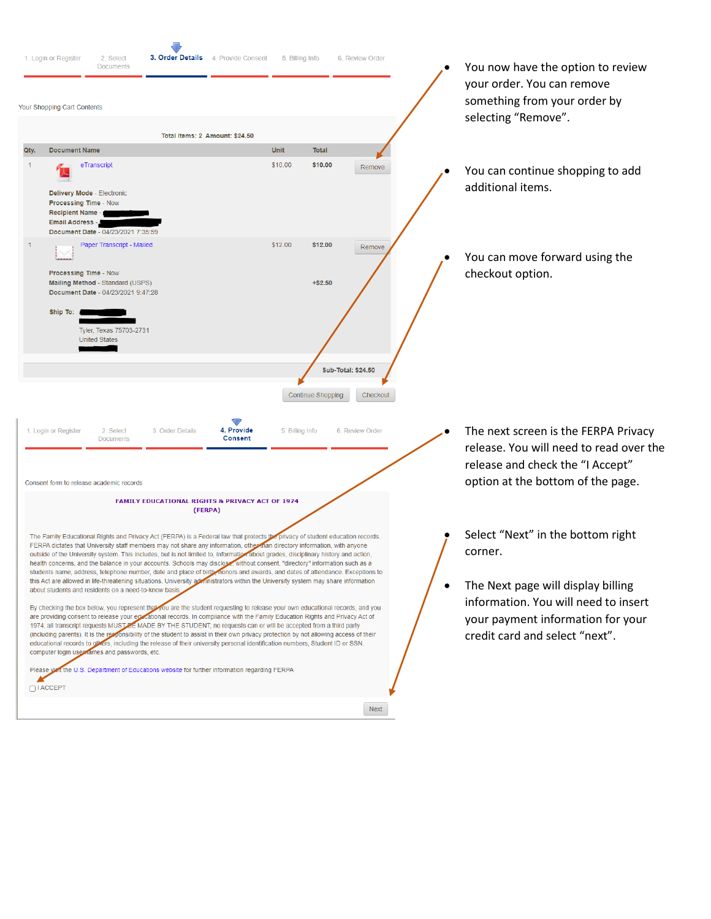1. Login or Register | 2. Select Documents | **3. Order Details** | 4. Provide Consent | 5. Billing Info | 6. Review Order

Your Shopping Cart Contents

Total Items: 2 **Amount: $24.50**

| Qty. | Document Name | Unit | Total | |
|---|---|---|---|---|
| 1 | eTranscript<br>**Delivery Mode** - Electronic<br>**Processing Time** - Now<br>**Recipient Name** -<br>**Email Address** -<br>**Document Date** - 04/23/2021 7:35:59 | $10.00 | **$10.00** | Remove |
| 1 | Paper Transcript - Mailed<br>**Processing Time** - Now<br>**Mailing Method** - Standard (USPS)<br>**Document Date** - 04/23/2021 9:47:28<br>**Ship To:**<br>Tyler, Texas 75703-2731<br>United States | $12.00 | **$12.00**<br>+$2.50 | Remove |

**Sub-Total: $24.50**

Continue Shopping | Checkout

- You now have the option to review your order. You can remove something from your order by selecting "Remove".
- You can continue shopping to add additional items.
- You can move forward using the checkout option.

1. Login or Register | 2. Select Documents | 3. Order Details | **4. Provide Consent** | 5. Billing Info | 6. Review Order

Consent form to release academic records

**FAMILY EDUCATIONAL RIGHTS & PRIVACY ACT OF 1974 (FERPA)**

The Family Educational Rights and Privacy Act (FERPA) is a Federal law that protects the privacy of student education records. FERPA dictates that University staff members may not share any information, other than directory information, with anyone outside of the University system. This includes, but is not limited to, information about grades, disciplinary history and action, health concerns, and the balance in your accounts. Schools may disclose, without consent, "directory" information such as a students name, address, telephone number, date and place of birth, honors and awards, and dates of attendance. Exceptions to this Act are allowed in life-threatening situations. University administrators within the University system may share information about students and residents on a need-to-know basis.

By checking the box below, you represent that you are the student requesting to release your own educational records, and you are providing consent to release your educational records. In compliance with the Family Education Rights and Privacy Act of 1974, all transcript requests MUST BE MADE BY THE STUDENT; no requests can or will be accepted from a third party (including parents). It is the responsibility of the student to assist in their own privacy protection by not allowing access of their educational records to others, including the release of their university personal identification numbers, Student ID or SSN, computer login usernames and passwords, etc.

Please visit the U.S. Department of Educations website for further information regarding FERPA

☐ I ACCEPT

Next

- The next screen is the FERPA Privacy release. You will need to read over the release and check the "I Accept" option at the bottom of the page.
- Select "Next" in the bottom right corner.
- The Next page will display billing information. You will need to insert your payment information for your credit card and select "next".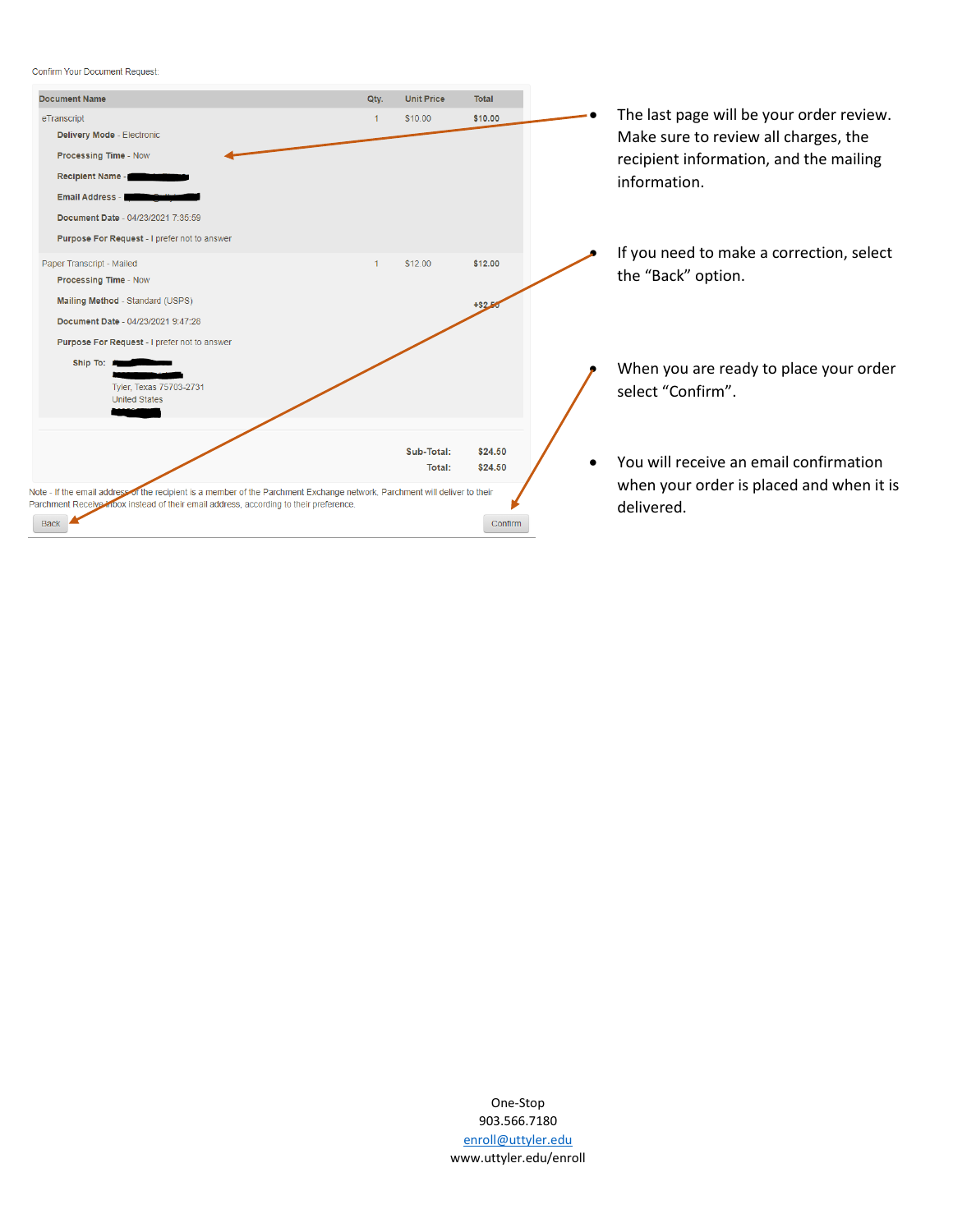Confirm Your Document Request:

| Document Name | Qty. | Unit Price | Total |
|---|---|---|---|
| eTranscript | 1 | $10.00 | $10.00 |
| **Delivery Mode** - Electronic | | | |
| **Processing Time** - Now | | | |
| **Recipient Name** - | | | |
| **Email Address** - | | | |
| **Document Date** - 04/23/2021 7:35:59 | | | |
| **Purpose For Request** - I prefer not to answer | | | |
| Paper Transcript - Mailed | 1 | $12.00 | $12.00 |
| **Processing Time** - Now | | | |
| **Mailing Method** - Standard (USPS) | | | +$2.50 |
| **Document Date** - 04/23/2021 9:47:28 | | | |
| **Purpose For Request** - I prefer not to answer | | | |
| **Ship To:** Tyler, Texas 75703-2731 United States | | | |
| | | **Sub-Total:** | **$24.50** |
| | | **Total:** | **$24.50** |

Note - If the email address of the recipient is a member of the Parchment Exchange network, Parchment will deliver to their Parchment Receive inbox instead of their email address, according to their preference.

Back    Confirm

- The last page will be your order review. Make sure to review all charges, the recipient information, and the mailing information.
- If you need to make a correction, select the "Back" option.
- When you are ready to place your order select "Confirm".
- You will receive an email confirmation when your order is placed and when it is delivered.

One-Stop
903.566.7180
enroll@uttyler.edu
www.uttyler.edu/enroll